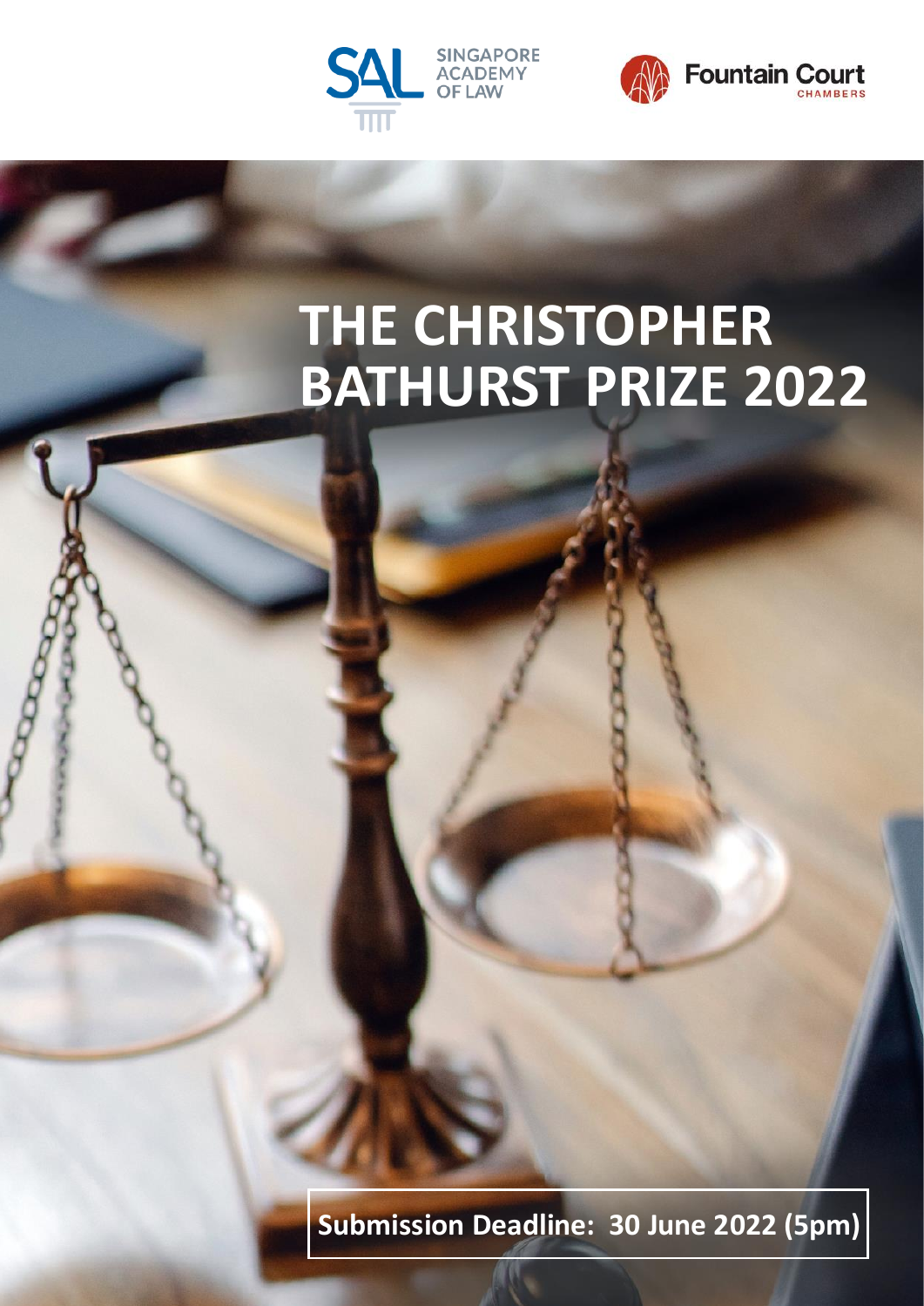SINGAPORE ACADEMY OF LAW

Fountain Court CHAMBERS

# THE CHRISTOPHER BATHURST PRIZE 2022

**Submission Deadline: 30 June 2022 (5pm)**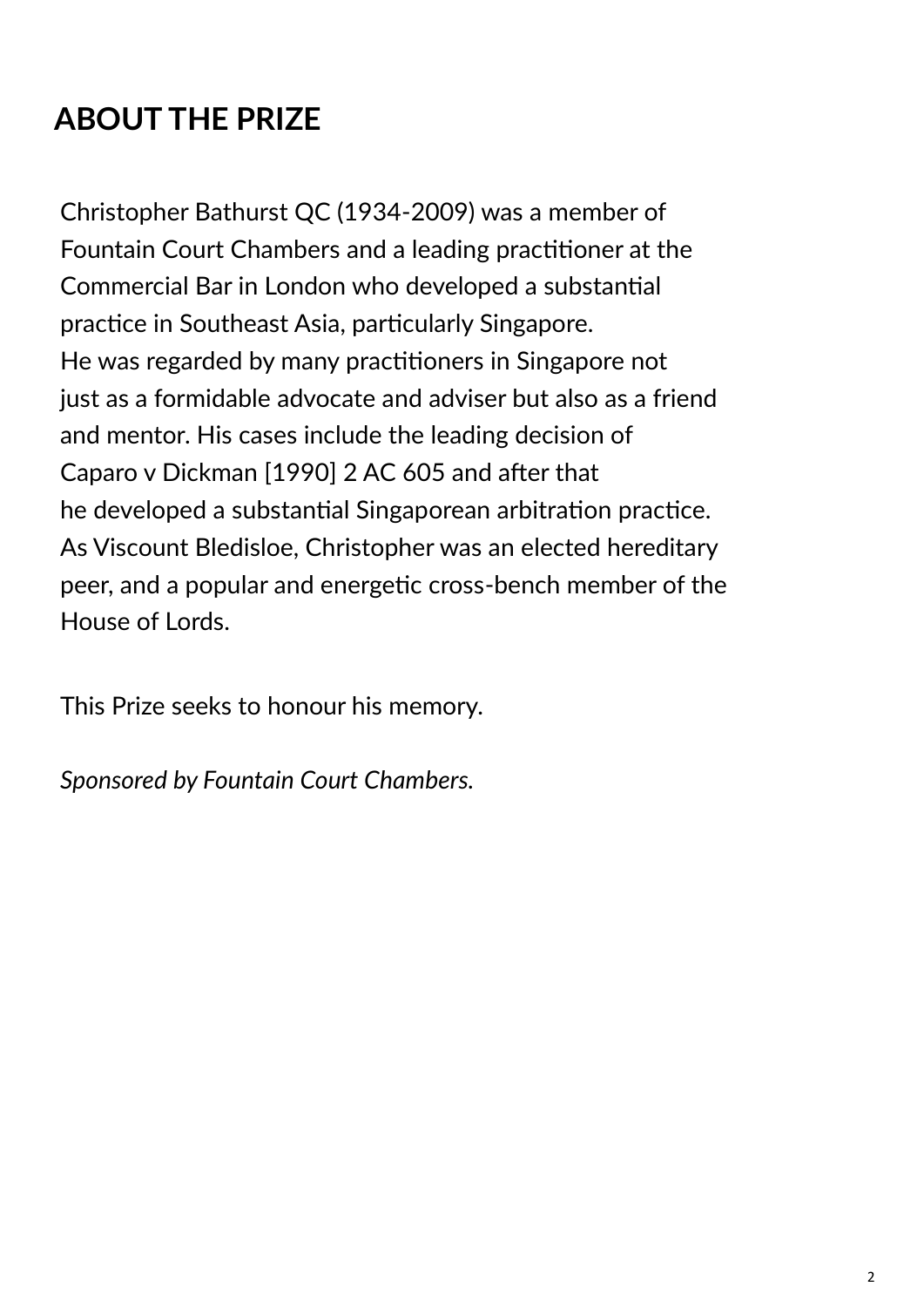# ABOUT THE PRIZE

Christopher Bathurst QC (1934-2009) was a member of Fountain Court Chambers and a leading practitioner at the Commercial Bar in London who developed a substantial practice in Southeast Asia, particularly Singapore. He was regarded by many practitioners in Singapore not just as a formidable advocate and adviser but also as a friend and mentor. His cases include the leading decision of Caparo v Dickman [1990] 2 AC 605 and after that he developed a substantial Singaporean arbitration practice. As Viscount Bledisloe, Christopher was an elected hereditary peer, and a popular and energetic cross-bench member of the House of Lords.

This Prize seeks to honour his memory.

*Sponsored by Fountain Court Chambers.*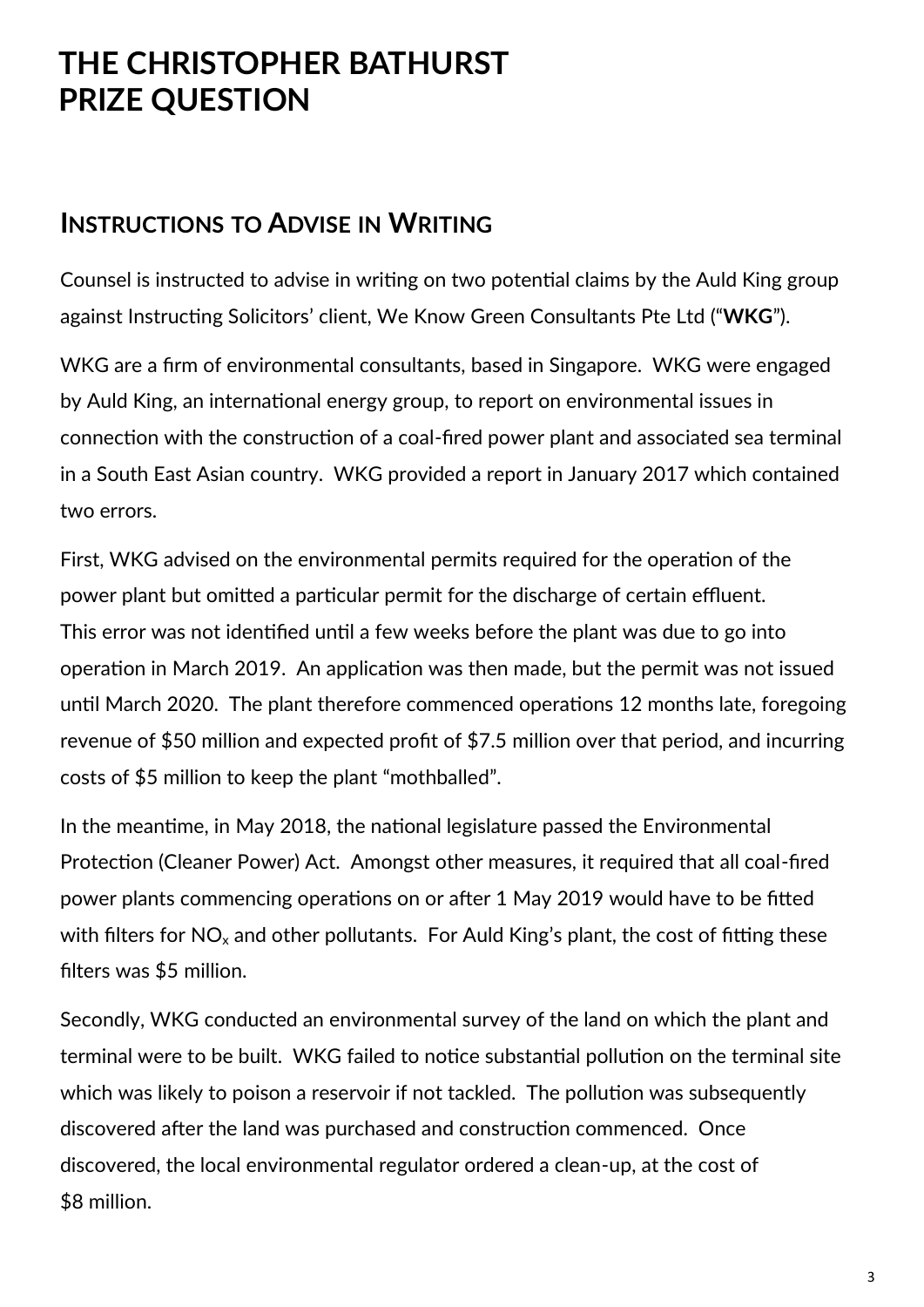# THE CHRISTOPHER BATHURST PRIZE QUESTION

## Instructions to Advise in Writing

Counsel is instructed to advise in writing on two potential claims by the Auld King group against Instructing Solicitors' client, We Know Green Consultants Pte Ltd ("**WKG**").

WKG are a firm of environmental consultants, based in Singapore. WKG were engaged by Auld King, an international energy group, to report on environmental issues in connection with the construction of a coal-fired power plant and associated sea terminal in a South East Asian country. WKG provided a report in January 2017 which contained two errors.

First, WKG advised on the environmental permits required for the operation of the power plant but omitted a particular permit for the discharge of certain effluent. This error was not identified until a few weeks before the plant was due to go into operation in March 2019. An application was then made, but the permit was not issued until March 2020. The plant therefore commenced operations 12 months late, foregoing revenue of $50 million and expected profit of $7.5 million over that period, and incurring costs of $5 million to keep the plant "mothballed".

In the meantime, in May 2018, the national legislature passed the Environmental Protection (Cleaner Power) Act. Amongst other measures, it required that all coal-fired power plants commencing operations on or after 1 May 2019 would have to be fitted with filters for $NO_x$ and other pollutants. For Auld King's plant, the cost of fitting these filters was $5 million.

Secondly, WKG conducted an environmental survey of the land on which the plant and terminal were to be built. WKG failed to notice substantial pollution on the terminal site which was likely to poison a reservoir if not tackled. The pollution was subsequently discovered after the land was purchased and construction commenced. Once discovered, the local environmental regulator ordered a clean-up, at the cost of $8 million.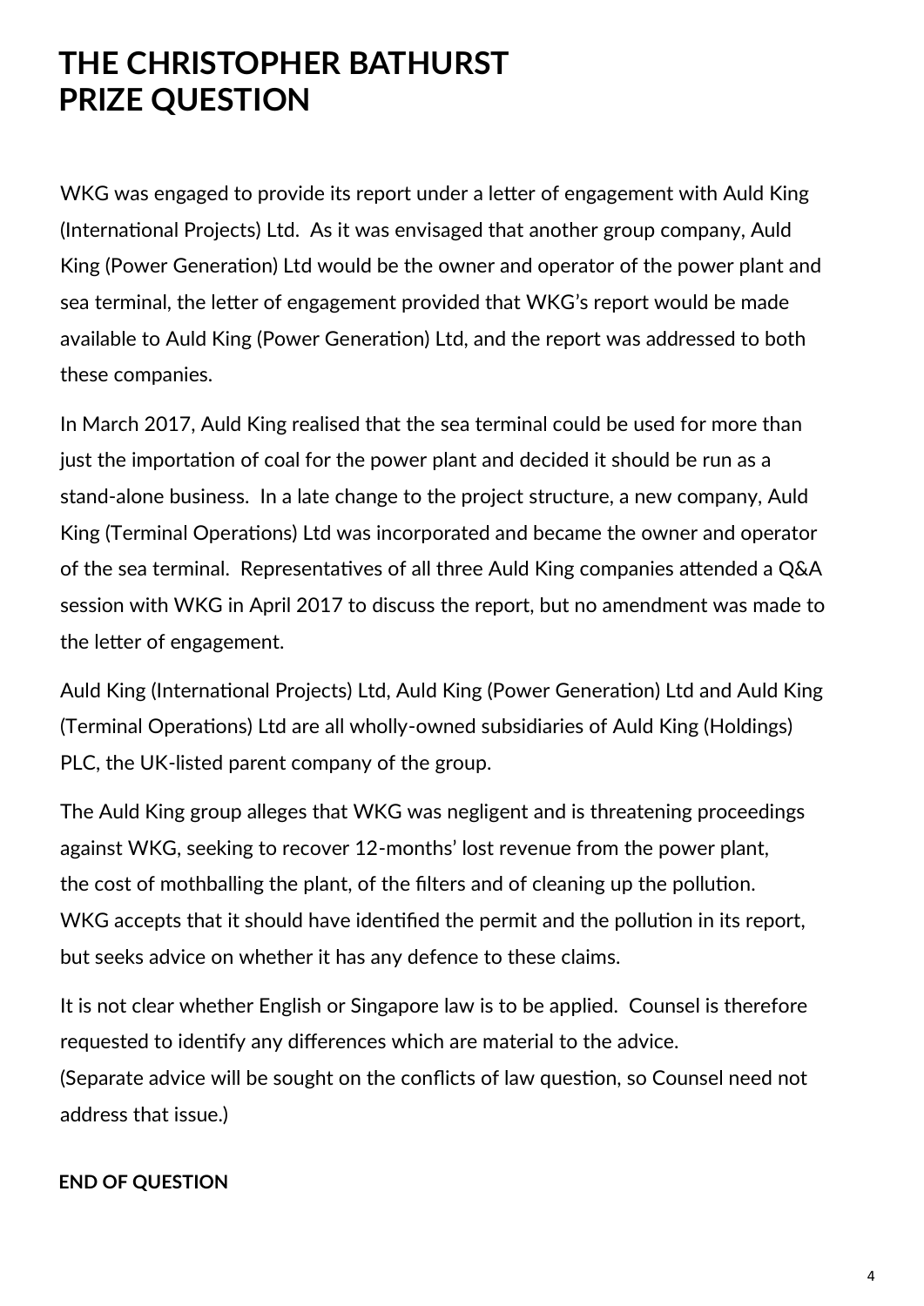# THE CHRISTOPHER BATHURST PRIZE QUESTION

WKG was engaged to provide its report under a letter of engagement with Auld King (International Projects) Ltd. As it was envisaged that another group company, Auld King (Power Generation) Ltd would be the owner and operator of the power plant and sea terminal, the letter of engagement provided that WKG's report would be made available to Auld King (Power Generation) Ltd, and the report was addressed to both these companies.

In March 2017, Auld King realised that the sea terminal could be used for more than just the importation of coal for the power plant and decided it should be run as a stand-alone business. In a late change to the project structure, a new company, Auld King (Terminal Operations) Ltd was incorporated and became the owner and operator of the sea terminal. Representatives of all three Auld King companies attended a Q&A session with WKG in April 2017 to discuss the report, but no amendment was made to the letter of engagement.

Auld King (International Projects) Ltd, Auld King (Power Generation) Ltd and Auld King (Terminal Operations) Ltd are all wholly-owned subsidiaries of Auld King (Holdings) PLC, the UK-listed parent company of the group.

The Auld King group alleges that WKG was negligent and is threatening proceedings against WKG, seeking to recover 12-months' lost revenue from the power plant, the cost of mothballing the plant, of the filters and of cleaning up the pollution. WKG accepts that it should have identified the permit and the pollution in its report, but seeks advice on whether it has any defence to these claims.

It is not clear whether English or Singapore law is to be applied. Counsel is therefore requested to identify any differences which are material to the advice. (Separate advice will be sought on the conflicts of law question, so Counsel need not address that issue.)

**END OF QUESTION**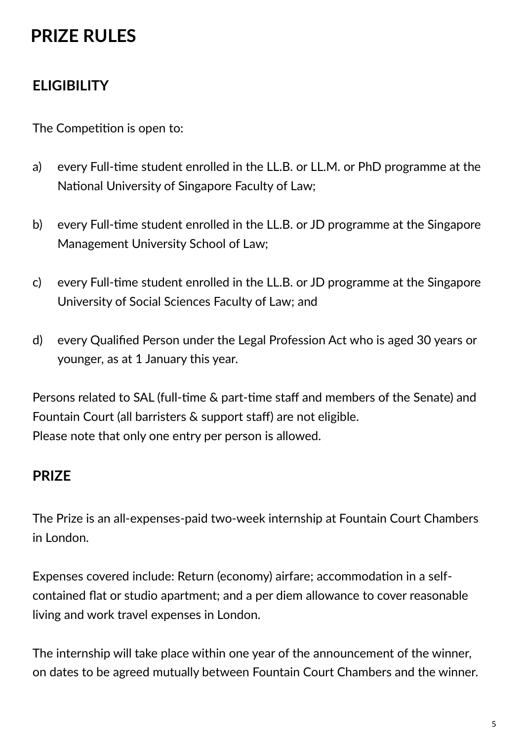# PRIZE RULES

## ELIGIBILITY

The Competition is open to:

a) every Full-time student enrolled in the LL.B. or LL.M. or PhD programme at the National University of Singapore Faculty of Law;

b) every Full-time student enrolled in the LL.B. or JD programme at the Singapore Management University School of Law;

c) every Full-time student enrolled in the LL.B. or JD programme at the Singapore University of Social Sciences Faculty of Law; and

d) every Qualified Person under the Legal Profession Act who is aged 30 years or younger, as at 1 January this year.

Persons related to SAL (full-time & part-time staff and members of the Senate) and Fountain Court (all barristers & support staff) are not eligible.
Please note that only one entry per person is allowed.

## PRIZE

The Prize is an all-expenses-paid two-week internship at Fountain Court Chambers in London.

Expenses covered include: Return (economy) airfare; accommodation in a self-contained flat or studio apartment; and a per diem allowance to cover reasonable living and work travel expenses in London.

The internship will take place within one year of the announcement of the winner, on dates to be agreed mutually between Fountain Court Chambers and the winner.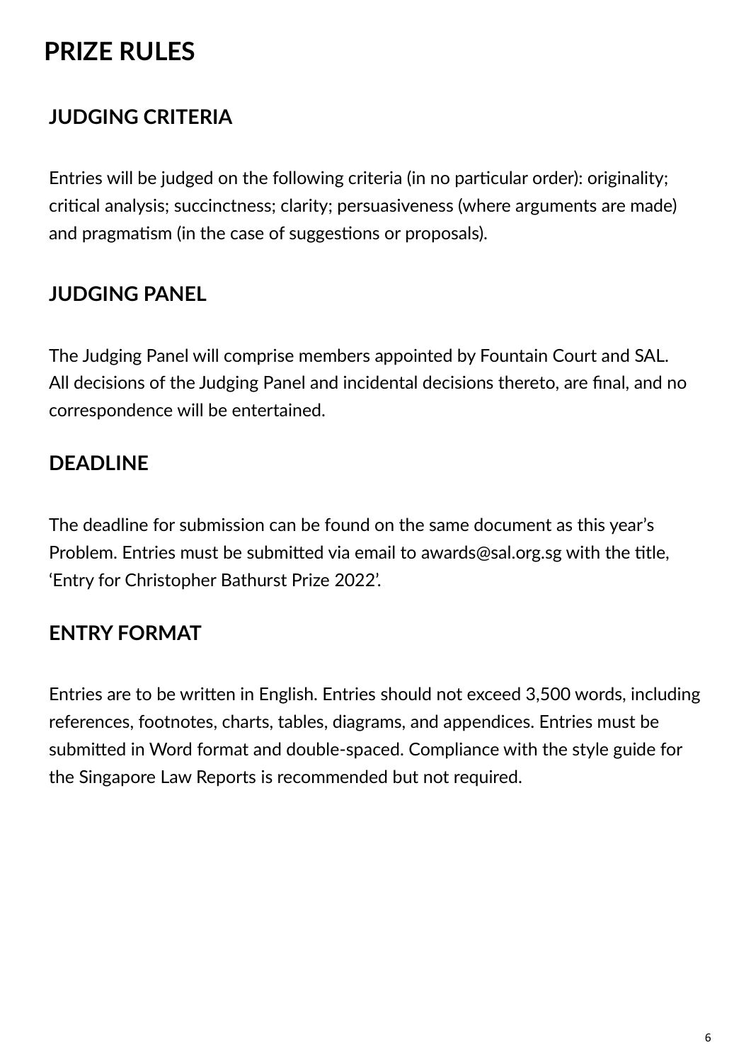# PRIZE RULES

## JUDGING CRITERIA

Entries will be judged on the following criteria (in no particular order): originality; critical analysis; succinctness; clarity; persuasiveness (where arguments are made) and pragmatism (in the case of suggestions or proposals).

## JUDGING PANEL

The Judging Panel will comprise members appointed by Fountain Court and SAL. All decisions of the Judging Panel and incidental decisions thereto, are final, and no correspondence will be entertained.

## DEADLINE

The deadline for submission can be found on the same document as this year's Problem. Entries must be submitted via email to awards@sal.org.sg with the title, 'Entry for Christopher Bathurst Prize 2022'.

## ENTRY FORMAT

Entries are to be written in English. Entries should not exceed 3,500 words, including references, footnotes, charts, tables, diagrams, and appendices. Entries must be submitted in Word format and double-spaced. Compliance with the style guide for the Singapore Law Reports is recommended but not required.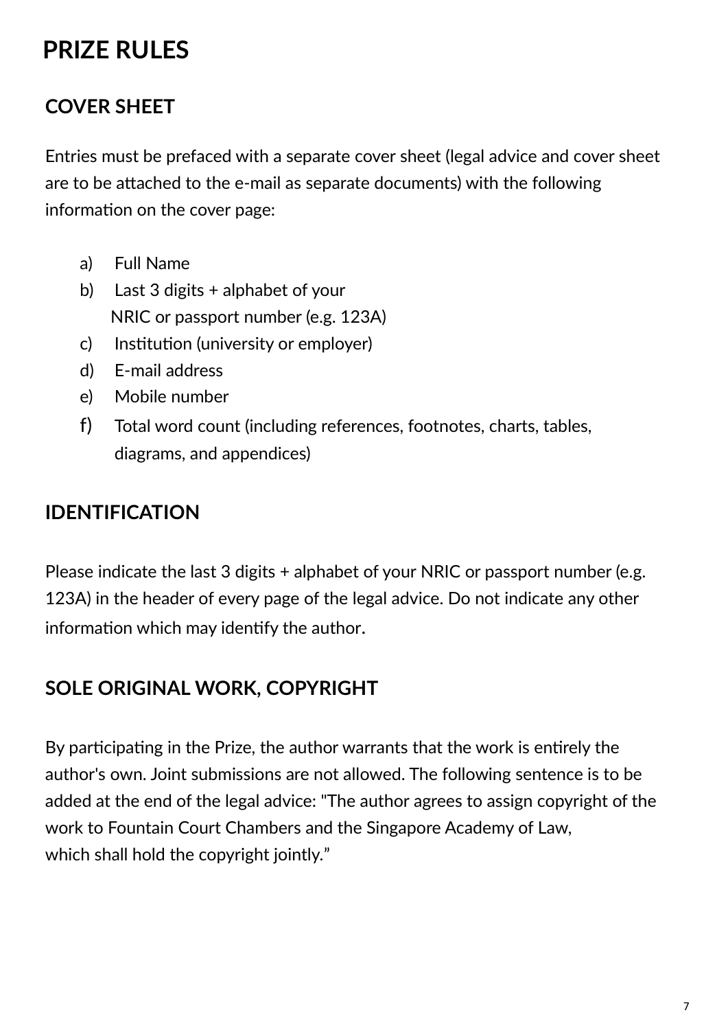# PRIZE RULES

## COVER SHEET

Entries must be prefaced with a separate cover sheet (legal advice and cover sheet are to be attached to the e-mail as separate documents) with the following information on the cover page:

a) Full Name
b) Last 3 digits + alphabet of your NRIC or passport number (e.g. 123A)
c) Institution (university or employer)
d) E-mail address
e) Mobile number
f) Total word count (including references, footnotes, charts, tables, diagrams, and appendices)

## IDENTIFICATION

Please indicate the last 3 digits + alphabet of your NRIC or passport number (e.g. 123A) in the header of every page of the legal advice. Do not indicate any other information which may identify the author.

## SOLE ORIGINAL WORK, COPYRIGHT

By participating in the Prize, the author warrants that the work is entirely the author's own. Joint submissions are not allowed. The following sentence is to be added at the end of the legal advice: "The author agrees to assign copyright of the work to Fountain Court Chambers and the Singapore Academy of Law, which shall hold the copyright jointly.”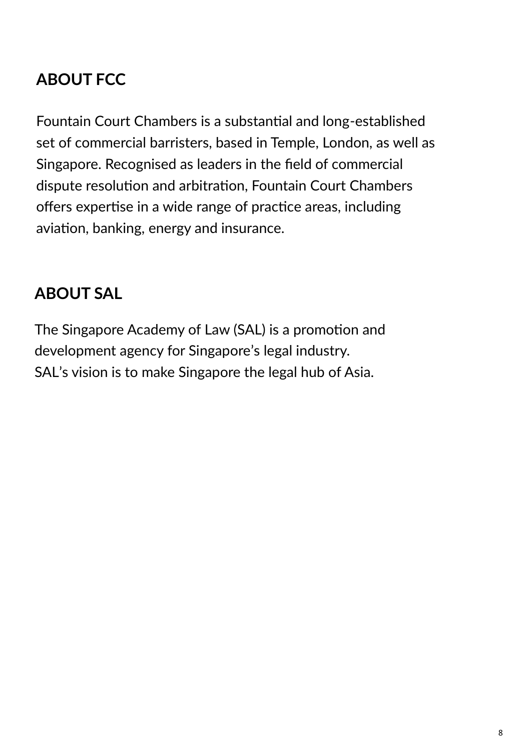## ABOUT FCC

Fountain Court Chambers is a substantial and long-established set of commercial barristers, based in Temple, London, as well as Singapore. Recognised as leaders in the field of commercial dispute resolution and arbitration, Fountain Court Chambers offers expertise in a wide range of practice areas, including aviation, banking, energy and insurance.

## ABOUT SAL

The Singapore Academy of Law (SAL) is a promotion and development agency for Singapore's legal industry.
SAL's vision is to make Singapore the legal hub of Asia.